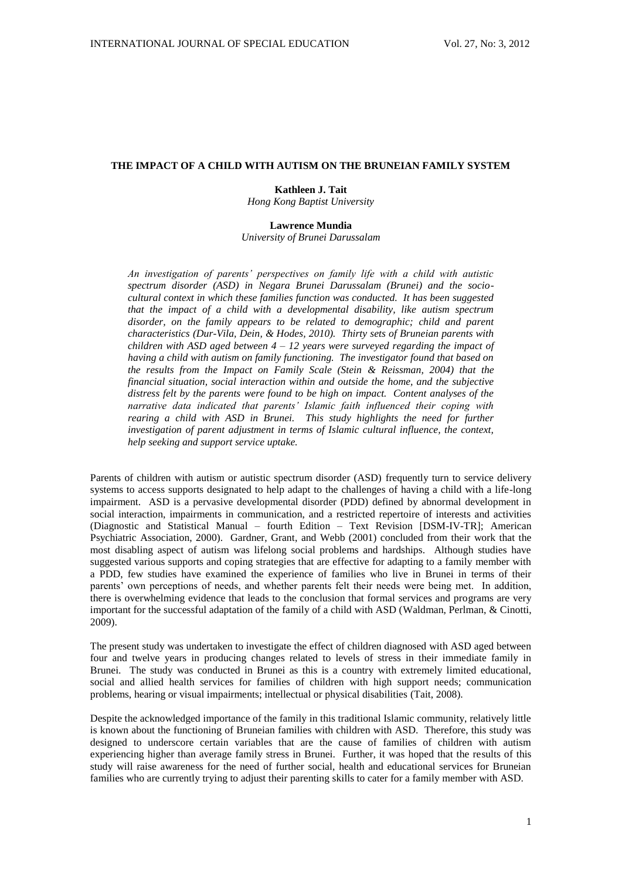# THE IMPACT OF A CHILD WITH AUTISM ON THE BRUNEIAN FAMILY SYSTEM

**Kathleen J. Tait**
*Hong Kong Baptist University*

**Lawrence Mundia**
*University of Brunei Darussalam*

*An investigation of parents' perspectives on family life with a child with autistic spectrum disorder (ASD) in Negara Brunei Darussalam (Brunei) and the socio-cultural context in which these families function was conducted. It has been suggested that the impact of a child with a developmental disability, like autism spectrum disorder, on the family appears to be related to demographic; child and parent characteristics (Dur-Vila, Dein, & Hodes, 2010). Thirty sets of Bruneian parents with children with ASD aged between 4 – 12 years were surveyed regarding the impact of having a child with autism on family functioning. The investigator found that based on the results from the Impact on Family Scale (Stein & Reissman, 2004) that the financial situation, social interaction within and outside the home, and the subjective distress felt by the parents were found to be high on impact. Content analyses of the narrative data indicated that parents' Islamic faith influenced their coping with rearing a child with ASD in Brunei. This study highlights the need for further investigation of parent adjustment in terms of Islamic cultural influence, the context, help seeking and support service uptake.*

Parents of children with autism or autistic spectrum disorder (ASD) frequently turn to service delivery systems to access supports designated to help adapt to the challenges of having a child with a life-long impairment. ASD is a pervasive developmental disorder (PDD) defined by abnormal development in social interaction, impairments in communication, and a restricted repertoire of interests and activities (Diagnostic and Statistical Manual – fourth Edition – Text Revision [DSM-IV-TR]; American Psychiatric Association, 2000). Gardner, Grant, and Webb (2001) concluded from their work that the most disabling aspect of autism was lifelong social problems and hardships. Although studies have suggested various supports and coping strategies that are effective for adapting to a family member with a PDD, few studies have examined the experience of families who live in Brunei in terms of their parents' own perceptions of needs, and whether parents felt their needs were being met. In addition, there is overwhelming evidence that leads to the conclusion that formal services and programs are very important for the successful adaptation of the family of a child with ASD (Waldman, Perlman, & Cinotti, 2009).

The present study was undertaken to investigate the effect of children diagnosed with ASD aged between four and twelve years in producing changes related to levels of stress in their immediate family in Brunei. The study was conducted in Brunei as this is a country with extremely limited educational, social and allied health services for families of children with high support needs; communication problems, hearing or visual impairments; intellectual or physical disabilities (Tait, 2008).

Despite the acknowledged importance of the family in this traditional Islamic community, relatively little is known about the functioning of Bruneian families with children with ASD. Therefore, this study was designed to underscore certain variables that are the cause of families of children with autism experiencing higher than average family stress in Brunei. Further, it was hoped that the results of this study will raise awareness for the need of further social, health and educational services for Bruneian families who are currently trying to adjust their parenting skills to cater for a family member with ASD.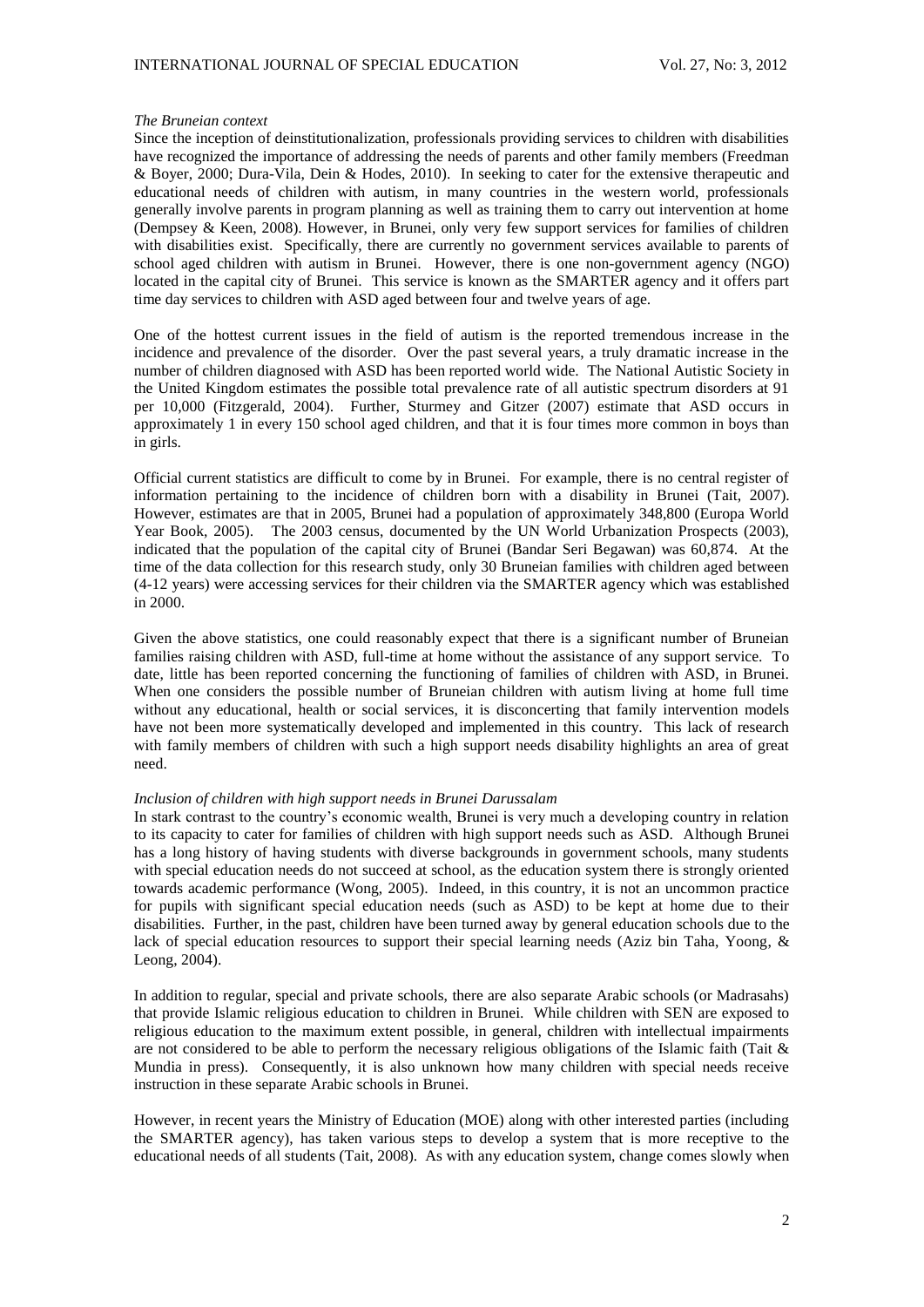*The Bruneian context*

Since the inception of deinstitutionalization, professionals providing services to children with disabilities have recognized the importance of addressing the needs of parents and other family members (Freedman & Boyer, 2000; Dura-Vila, Dein & Hodes, 2010). In seeking to cater for the extensive therapeutic and educational needs of children with autism, in many countries in the western world, professionals generally involve parents in program planning as well as training them to carry out intervention at home (Dempsey & Keen, 2008). However, in Brunei, only very few support services for families of children with disabilities exist. Specifically, there are currently no government services available to parents of school aged children with autism in Brunei. However, there is one non-government agency (NGO) located in the capital city of Brunei. This service is known as the SMARTER agency and it offers part time day services to children with ASD aged between four and twelve years of age.

One of the hottest current issues in the field of autism is the reported tremendous increase in the incidence and prevalence of the disorder. Over the past several years, a truly dramatic increase in the number of children diagnosed with ASD has been reported world wide. The National Autistic Society in the United Kingdom estimates the possible total prevalence rate of all autistic spectrum disorders at 91 per 10,000 (Fitzgerald, 2004). Further, Sturmey and Gitzer (2007) estimate that ASD occurs in approximately 1 in every 150 school aged children, and that it is four times more common in boys than in girls.

Official current statistics are difficult to come by in Brunei. For example, there is no central register of information pertaining to the incidence of children born with a disability in Brunei (Tait, 2007). However, estimates are that in 2005, Brunei had a population of approximately 348,800 (Europa World Year Book, 2005). The 2003 census, documented by the UN World Urbanization Prospects (2003), indicated that the population of the capital city of Brunei (Bandar Seri Begawan) was 60,874. At the time of the data collection for this research study, only 30 Bruneian families with children aged between (4-12 years) were accessing services for their children via the SMARTER agency which was established in 2000.

Given the above statistics, one could reasonably expect that there is a significant number of Bruneian families raising children with ASD, full-time at home without the assistance of any support service. To date, little has been reported concerning the functioning of families of children with ASD, in Brunei. When one considers the possible number of Bruneian children with autism living at home full time without any educational, health or social services, it is disconcerting that family intervention models have not been more systematically developed and implemented in this country. This lack of research with family members of children with such a high support needs disability highlights an area of great need.

*Inclusion of children with high support needs in Brunei Darussalam*

In stark contrast to the country's economic wealth, Brunei is very much a developing country in relation to its capacity to cater for families of children with high support needs such as ASD. Although Brunei has a long history of having students with diverse backgrounds in government schools, many students with special education needs do not succeed at school, as the education system there is strongly oriented towards academic performance (Wong, 2005). Indeed, in this country, it is not an uncommon practice for pupils with significant special education needs (such as ASD) to be kept at home due to their disabilities. Further, in the past, children have been turned away by general education schools due to the lack of special education resources to support their special learning needs (Aziz bin Taha, Yoong, & Leong, 2004).

In addition to regular, special and private schools, there are also separate Arabic schools (or Madrasahs) that provide Islamic religious education to children in Brunei. While children with SEN are exposed to religious education to the maximum extent possible, in general, children with intellectual impairments are not considered to be able to perform the necessary religious obligations of the Islamic faith (Tait & Mundia in press). Consequently, it is also unknown how many children with special needs receive instruction in these separate Arabic schools in Brunei.

However, in recent years the Ministry of Education (MOE) along with other interested parties (including the SMARTER agency), has taken various steps to develop a system that is more receptive to the educational needs of all students (Tait, 2008). As with any education system, change comes slowly when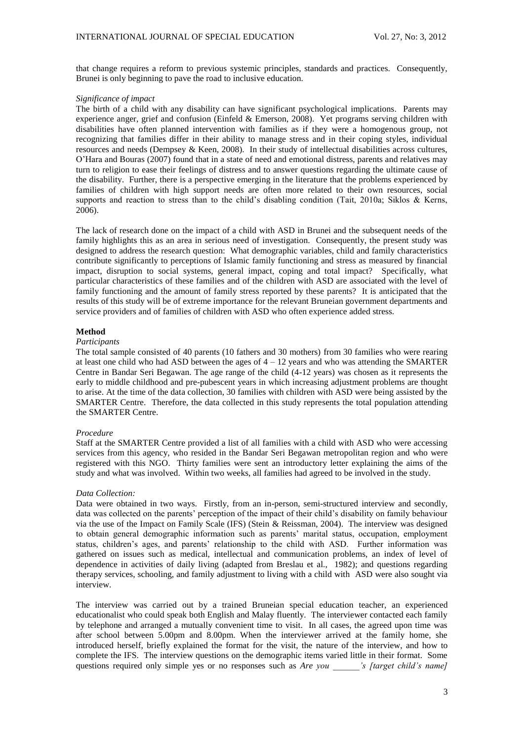that change requires a reform to previous systemic principles, standards and practices. Consequently, Brunei is only beginning to pave the road to inclusive education.

*Significance of impact*

The birth of a child with any disability can have significant psychological implications. Parents may experience anger, grief and confusion (Einfeld & Emerson, 2008). Yet programs serving children with disabilities have often planned intervention with families as if they were a homogenous group, not recognizing that families differ in their ability to manage stress and in their coping styles, individual resources and needs (Dempsey & Keen, 2008). In their study of intellectual disabilities across cultures, O'Hara and Bouras (2007) found that in a state of need and emotional distress, parents and relatives may turn to religion to ease their feelings of distress and to answer questions regarding the ultimate cause of the disability. Further, there is a perspective emerging in the literature that the problems experienced by families of children with high support needs are often more related to their own resources, social supports and reaction to stress than to the child's disabling condition (Tait, 2010a; Siklos & Kerns, 2006).

The lack of research done on the impact of a child with ASD in Brunei and the subsequent needs of the family highlights this as an area in serious need of investigation. Consequently, the present study was designed to address the research question: What demographic variables, child and family characteristics contribute significantly to perceptions of Islamic family functioning and stress as measured by financial impact, disruption to social systems, general impact, coping and total impact? Specifically, what particular characteristics of these families and of the children with ASD are associated with the level of family functioning and the amount of family stress reported by these parents? It is anticipated that the results of this study will be of extreme importance for the relevant Bruneian government departments and service providers and of families of children with ASD who often experience added stress.

## Method

*Participants*

The total sample consisted of 40 parents (10 fathers and 30 mothers) from 30 families who were rearing at least one child who had ASD between the ages of 4 – 12 years and who was attending the SMARTER Centre in Bandar Seri Begawan. The age range of the child (4-12 years) was chosen as it represents the early to middle childhood and pre-pubescent years in which increasing adjustment problems are thought to arise. At the time of the data collection, 30 families with children with ASD were being assisted by the SMARTER Centre. Therefore, the data collected in this study represents the total population attending the SMARTER Centre.

*Procedure*

Staff at the SMARTER Centre provided a list of all families with a child with ASD who were accessing services from this agency, who resided in the Bandar Seri Begawan metropolitan region and who were registered with this NGO. Thirty families were sent an introductory letter explaining the aims of the study and what was involved. Within two weeks, all families had agreed to be involved in the study.

*Data Collection:*

Data were obtained in two ways. Firstly, from an in-person, semi-structured interview and secondly, data was collected on the parents' perception of the impact of their child's disability on family behaviour via the use of the Impact on Family Scale (IFS) (Stein & Reissman, 2004). The interview was designed to obtain general demographic information such as parents' marital status, occupation, employment status, children's ages, and parents' relationship to the child with ASD. Further information was gathered on issues such as medical, intellectual and communication problems, an index of level of dependence in activities of daily living (adapted from Breslau et al., 1982); and questions regarding therapy services, schooling, and family adjustment to living with a child with ASD were also sought via interview.

The interview was carried out by a trained Bruneian special education teacher, an experienced educationalist who could speak both English and Malay fluently. The interviewer contacted each family by telephone and arranged a mutually convenient time to visit. In all cases, the agreed upon time was after school between 5.00pm and 8.00pm. When the interviewer arrived at the family home, she introduced herself, briefly explained the format for the visit, the nature of the interview, and how to complete the IFS. The interview questions on the demographic items varied little in their format. Some questions required only simple yes or no responses such as *Are you ______'s [target child's name]*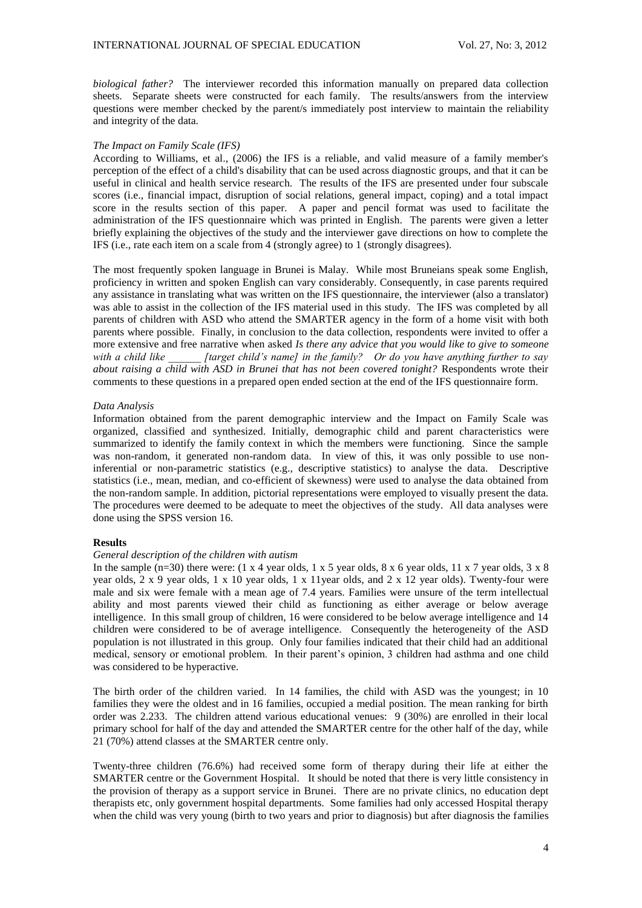*biological father?* The interviewer recorded this information manually on prepared data collection sheets. Separate sheets were constructed for each family. The results/answers from the interview questions were member checked by the parent/s immediately post interview to maintain the reliability and integrity of the data.

*The Impact on Family Scale (IFS)*

According to Williams, et al., (2006) the IFS is a reliable, and valid measure of a family member's perception of the effect of a child's disability that can be used across diagnostic groups, and that it can be useful in clinical and health service research. The results of the IFS are presented under four subscale scores (i.e., financial impact, disruption of social relations, general impact, coping) and a total impact score in the results section of this paper. A paper and pencil format was used to facilitate the administration of the IFS questionnaire which was printed in English. The parents were given a letter briefly explaining the objectives of the study and the interviewer gave directions on how to complete the IFS (i.e., rate each item on a scale from 4 (strongly agree) to 1 (strongly disagrees).

The most frequently spoken language in Brunei is Malay. While most Bruneians speak some English, proficiency in written and spoken English can vary considerably. Consequently, in case parents required any assistance in translating what was written on the IFS questionnaire, the interviewer (also a translator) was able to assist in the collection of the IFS material used in this study. The IFS was completed by all parents of children with ASD who attend the SMARTER agency in the form of a home visit with both parents where possible. Finally, in conclusion to the data collection, respondents were invited to offer a more extensive and free narrative when asked *Is there any advice that you would like to give to someone with a child like ______ [target child's name] in the family? Or do you have anything further to say about raising a child with ASD in Brunei that has not been covered tonight?* Respondents wrote their comments to these questions in a prepared open ended section at the end of the IFS questionnaire form.

*Data Analysis*

Information obtained from the parent demographic interview and the Impact on Family Scale was organized, classified and synthesized. Initially, demographic child and parent characteristics were summarized to identify the family context in which the members were functioning. Since the sample was non-random, it generated non-random data. In view of this, it was only possible to use non-inferential or non-parametric statistics (e.g., descriptive statistics) to analyse the data. Descriptive statistics (i.e., mean, median, and co-efficient of skewness) were used to analyse the data obtained from the non-random sample. In addition, pictorial representations were employed to visually present the data. The procedures were deemed to be adequate to meet the objectives of the study. All data analyses were done using the SPSS version 16.

## Results

*General description of the children with autism*

In the sample (n=30) there were: (1 x 4 year olds, 1 x 5 year olds, 8 x 6 year olds, 11 x 7 year olds, 3 x 8 year olds, 2 x 9 year olds, 1 x 10 year olds, 1 x 11year olds, and 2 x 12 year olds). Twenty-four were male and six were female with a mean age of 7.4 years. Families were unsure of the term intellectual ability and most parents viewed their child as functioning as either average or below average intelligence. In this small group of children, 16 were considered to be below average intelligence and 14 children were considered to be of average intelligence. Consequently the heterogeneity of the ASD population is not illustrated in this group. Only four families indicated that their child had an additional medical, sensory or emotional problem. In their parent's opinion, 3 children had asthma and one child was considered to be hyperactive.

The birth order of the children varied. In 14 families, the child with ASD was the youngest; in 10 families they were the oldest and in 16 families, occupied a medial position. The mean ranking for birth order was 2.233. The children attend various educational venues: 9 (30%) are enrolled in their local primary school for half of the day and attended the SMARTER centre for the other half of the day, while 21 (70%) attend classes at the SMARTER centre only.

Twenty-three children (76.6%) had received some form of therapy during their life at either the SMARTER centre or the Government Hospital. It should be noted that there is very little consistency in the provision of therapy as a support service in Brunei. There are no private clinics, no education dept therapists etc, only government hospital departments. Some families had only accessed Hospital therapy when the child was very young (birth to two years and prior to diagnosis) but after diagnosis the families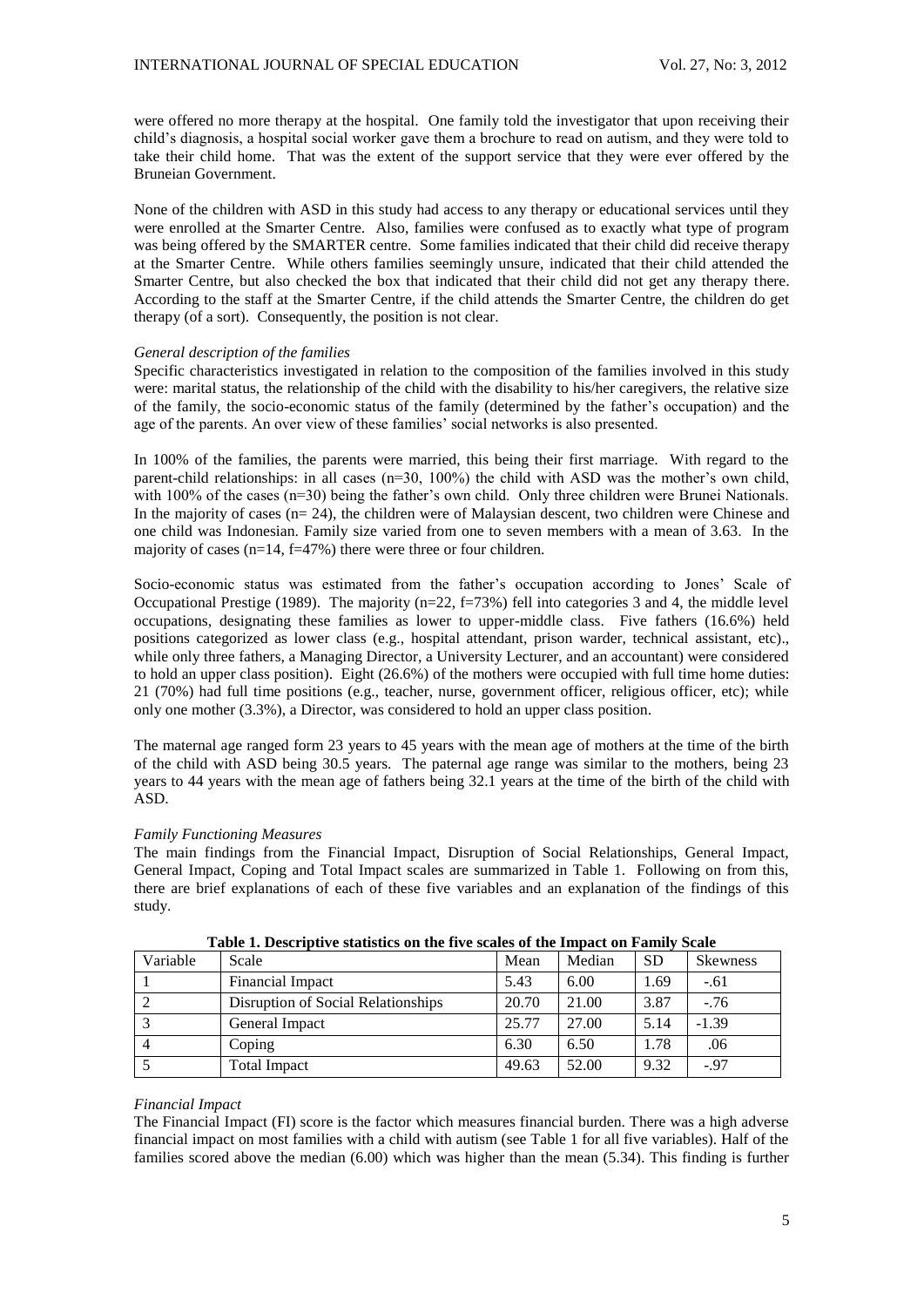were offered no more therapy at the hospital. One family told the investigator that upon receiving their child's diagnosis, a hospital social worker gave them a brochure to read on autism, and they were told to take their child home. That was the extent of the support service that they were ever offered by the Bruneian Government.

None of the children with ASD in this study had access to any therapy or educational services until they were enrolled at the Smarter Centre. Also, families were confused as to exactly what type of program was being offered by the SMARTER centre. Some families indicated that their child did receive therapy at the Smarter Centre. While others families seemingly unsure, indicated that their child attended the Smarter Centre, but also checked the box that indicated that their child did not get any therapy there. According to the staff at the Smarter Centre, if the child attends the Smarter Centre, the children do get therapy (of a sort). Consequently, the position is not clear.

*General description of the families*

Specific characteristics investigated in relation to the composition of the families involved in this study were: marital status, the relationship of the child with the disability to his/her caregivers, the relative size of the family, the socio-economic status of the family (determined by the father's occupation) and the age of the parents. An over view of these families' social networks is also presented.

In 100% of the families, the parents were married, this being their first marriage. With regard to the parent-child relationships: in all cases (n=30, 100%) the child with ASD was the mother's own child, with 100% of the cases (n=30) being the father's own child. Only three children were Brunei Nationals. In the majority of cases (n= 24), the children were of Malaysian descent, two children were Chinese and one child was Indonesian. Family size varied from one to seven members with a mean of 3.63. In the majority of cases (n=14, f=47%) there were three or four children.

Socio-economic status was estimated from the father's occupation according to Jones' Scale of Occupational Prestige (1989). The majority (n=22, f=73%) fell into categories 3 and 4, the middle level occupations, designating these families as lower to upper-middle class. Five fathers (16.6%) held positions categorized as lower class (e.g., hospital attendant, prison warder, technical assistant, etc)., while only three fathers, a Managing Director, a University Lecturer, and an accountant) were considered to hold an upper class position). Eight (26.6%) of the mothers were occupied with full time home duties: 21 (70%) had full time positions (e.g., teacher, nurse, government officer, religious officer, etc); while only one mother (3.3%), a Director, was considered to hold an upper class position.

The maternal age ranged form 23 years to 45 years with the mean age of mothers at the time of the birth of the child with ASD being 30.5 years. The paternal age range was similar to the mothers, being 23 years to 44 years with the mean age of fathers being 32.1 years at the time of the birth of the child with ASD.

*Family Functioning Measures*

The main findings from the Financial Impact, Disruption of Social Relationships, General Impact, General Impact, Coping and Total Impact scales are summarized in Table 1. Following on from this, there are brief explanations of each of these five variables and an explanation of the findings of this study.

**Table 1. Descriptive statistics on the five scales of the Impact on Family Scale**

| Variable | Scale | Mean | Median | SD | Skewness |
|---|---|---|---|---|---|
| 1 | Financial Impact | 5.43 | 6.00 | 1.69 | -.61 |
| 2 | Disruption of Social Relationships | 20.70 | 21.00 | 3.87 | -.76 |
| 3 | General Impact | 25.77 | 27.00 | 5.14 | -1.39 |
| 4 | Coping | 6.30 | 6.50 | 1.78 | .06 |
| 5 | Total Impact | 49.63 | 52.00 | 9.32 | -.97 |

*Financial Impact*

The Financial Impact (FI) score is the factor which measures financial burden. There was a high adverse financial impact on most families with a child with autism (see Table 1 for all five variables). Half of the families scored above the median (6.00) which was higher than the mean (5.34). This finding is further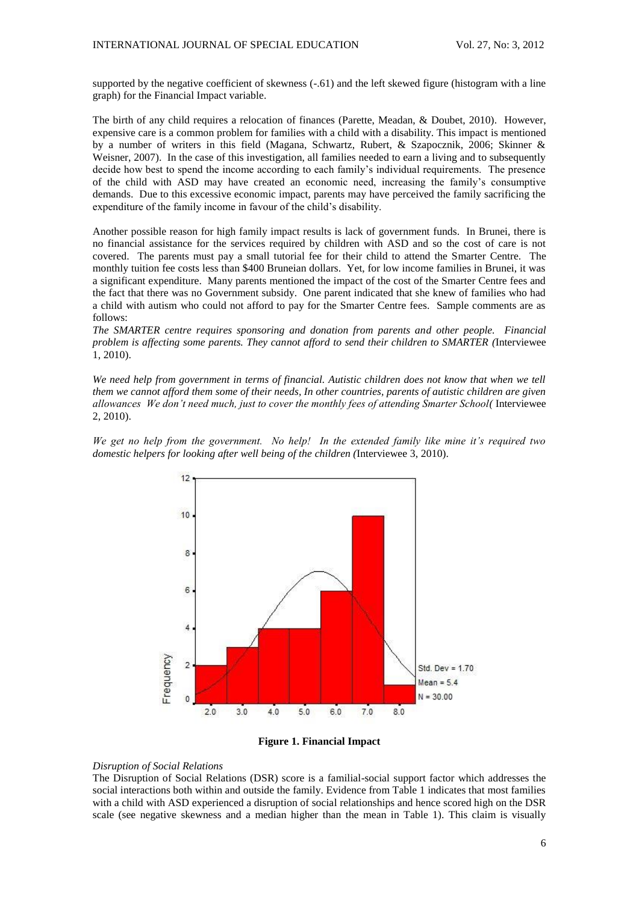supported by the negative coefficient of skewness (-.61) and the left skewed figure (histogram with a line graph) for the Financial Impact variable.

The birth of any child requires a relocation of finances (Parette, Meadan, & Doubet, 2010). However, expensive care is a common problem for families with a child with a disability. This impact is mentioned by a number of writers in this field (Magana, Schwartz, Rubert, & Szapocznik, 2006; Skinner & Weisner, 2007). In the case of this investigation, all families needed to earn a living and to subsequently decide how best to spend the income according to each family's individual requirements. The presence of the child with ASD may have created an economic need, increasing the family's consumptive demands. Due to this excessive economic impact, parents may have perceived the family sacrificing the expenditure of the family income in favour of the child's disability.

Another possible reason for high family impact results is lack of government funds. In Brunei, there is no financial assistance for the services required by children with ASD and so the cost of care is not covered. The parents must pay a small tutorial fee for their child to attend the Smarter Centre. The monthly tuition fee costs less than $400 Bruneian dollars. Yet, for low income families in Brunei, it was a significant expenditure. Many parents mentioned the impact of the cost of the Smarter Centre fees and the fact that there was no Government subsidy. One parent indicated that she knew of families who had a child with autism who could not afford to pay for the Smarter Centre fees. Sample comments are as follows:

*The SMARTER centre requires sponsoring and donation from parents and other people. Financial problem is affecting some parents. They cannot afford to send their children to SMARTER (*Interviewee 1, 2010).

*We need help from government in terms of financial. Autistic children does not know that when we tell them we cannot afford them some of their needs, In other countries, parents of autistic children are given allowances We don't need much, just to cover the monthly fees of attending Smarter School(* Interviewee 2, 2010).

*We get no help from the government. No help! In the extended family like mine it's required two domestic helpers for looking after well being of the children (*Interviewee 3, 2010).

**Figure 1. Financial Impact**

*Disruption of Social Relations*

The Disruption of Social Relations (DSR) score is a familial-social support factor which addresses the social interactions both within and outside the family. Evidence from Table 1 indicates that most families with a child with ASD experienced a disruption of social relationships and hence scored high on the DSR scale (see negative skewness and a median higher than the mean in Table 1). This claim is visually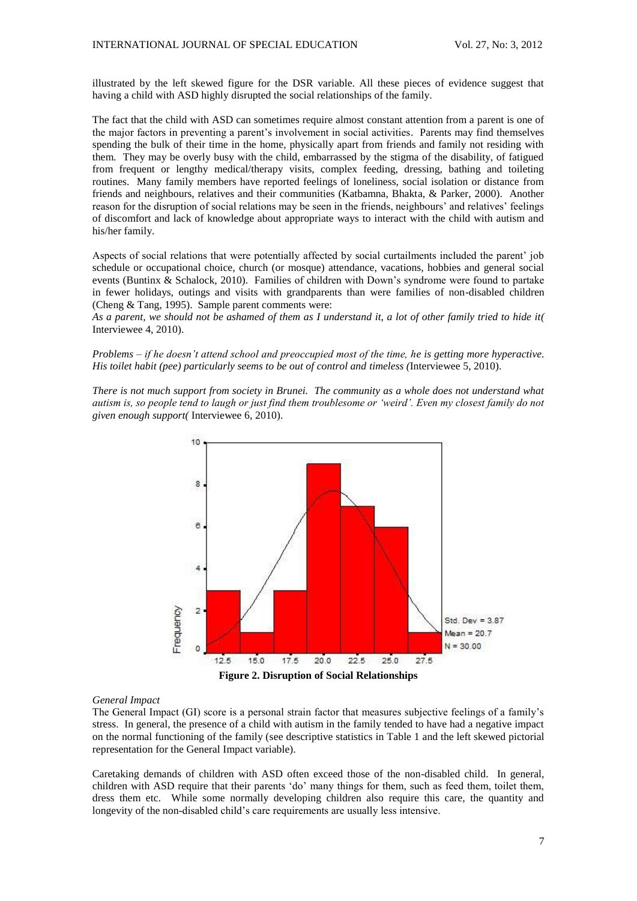illustrated by the left skewed figure for the DSR variable. All these pieces of evidence suggest that having a child with ASD highly disrupted the social relationships of the family.

The fact that the child with ASD can sometimes require almost constant attention from a parent is one of the major factors in preventing a parent's involvement in social activities. Parents may find themselves spending the bulk of their time in the home, physically apart from friends and family not residing with them. They may be overly busy with the child, embarrassed by the stigma of the disability, of fatigued from frequent or lengthy medical/therapy visits, complex feeding, dressing, bathing and toileting routines. Many family members have reported feelings of loneliness, social isolation or distance from friends and neighbours, relatives and their communities (Katbamna, Bhakta, & Parker, 2000). Another reason for the disruption of social relations may be seen in the friends, neighbours' and relatives' feelings of discomfort and lack of knowledge about appropriate ways to interact with the child with autism and his/her family.

Aspects of social relations that were potentially affected by social curtailments included the parent' job schedule or occupational choice, church (or mosque) attendance, vacations, hobbies and general social events (Buntinx & Schalock, 2010). Families of children with Down's syndrome were found to partake in fewer holidays, outings and visits with grandparents than were families of non-disabled children (Cheng & Tang, 1995). Sample parent comments were:

*As a parent, we should not be ashamed of them as I understand it, a lot of other family tried to hide it(* Interviewee 4, 2010).

*Problems – if he doesn't attend school and preoccupied most of the time, he is getting more hyperactive. His toilet habit (pee) particularly seems to be out of control and timeless (*Interviewee 5, 2010).

*There is not much support from society in Brunei. The community as a whole does not understand what autism is, so people tend to laugh or just find them troublesome or 'weird'. Even my closest family do not given enough support(* Interviewee 6, 2010).

**Figure 2. Disruption of Social Relationships**

*General Impact*

The General Impact (GI) score is a personal strain factor that measures subjective feelings of a family's stress. In general, the presence of a child with autism in the family tended to have had a negative impact on the normal functioning of the family (see descriptive statistics in Table 1 and the left skewed pictorial representation for the General Impact variable).

Caretaking demands of children with ASD often exceed those of the non-disabled child. In general, children with ASD require that their parents 'do' many things for them, such as feed them, toilet them, dress them etc. While some normally developing children also require this care, the quantity and longevity of the non-disabled child's care requirements are usually less intensive.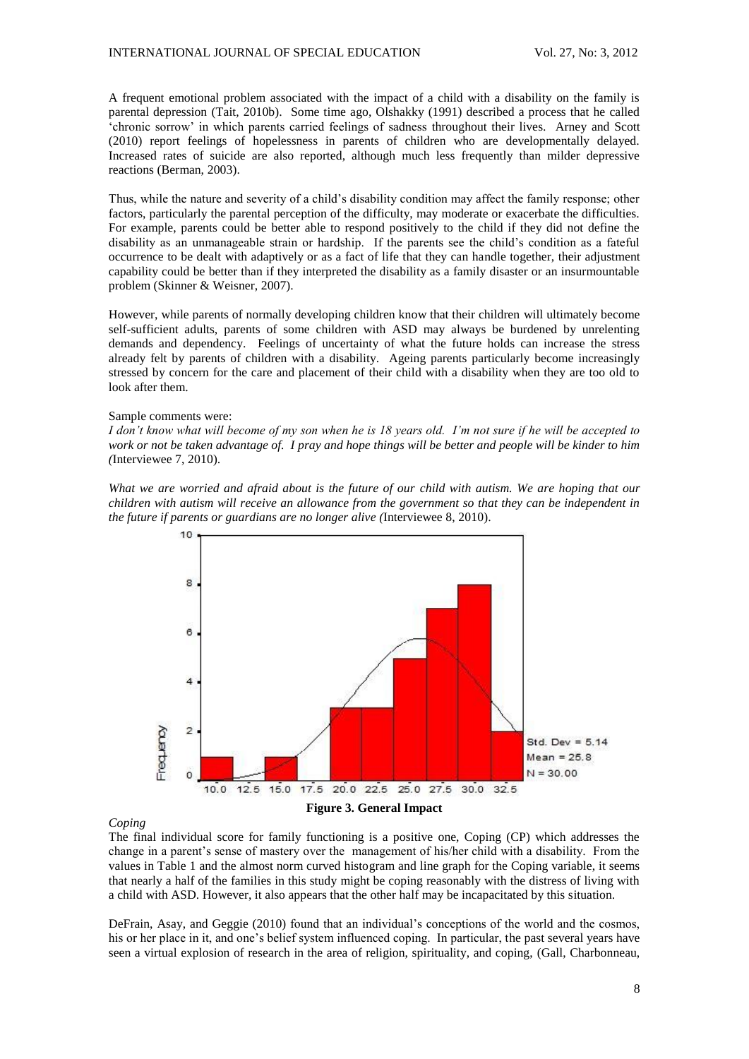A frequent emotional problem associated with the impact of a child with a disability on the family is parental depression (Tait, 2010b). Some time ago, Olshakky (1991) described a process that he called 'chronic sorrow' in which parents carried feelings of sadness throughout their lives. Arney and Scott (2010) report feelings of hopelessness in parents of children who are developmentally delayed. Increased rates of suicide are also reported, although much less frequently than milder depressive reactions (Berman, 2003).

Thus, while the nature and severity of a child's disability condition may affect the family response; other factors, particularly the parental perception of the difficulty, may moderate or exacerbate the difficulties. For example, parents could be better able to respond positively to the child if they did not define the disability as an unmanageable strain or hardship. If the parents see the child's condition as a fateful occurrence to be dealt with adaptively or as a fact of life that they can handle together, their adjustment capability could be better than if they interpreted the disability as a family disaster or an insurmountable problem (Skinner & Weisner, 2007).

However, while parents of normally developing children know that their children will ultimately become self-sufficient adults, parents of some children with ASD may always be burdened by unrelenting demands and dependency. Feelings of uncertainty of what the future holds can increase the stress already felt by parents of children with a disability. Ageing parents particularly become increasingly stressed by concern for the care and placement of their child with a disability when they are too old to look after them.

Sample comments were:

*I don't know what will become of my son when he is 18 years old. I'm not sure if he will be accepted to work or not be taken advantage of. I pray and hope things will be better and people will be kinder to him (*Interviewee 7, 2010).

*What we are worried and afraid about is the future of our child with autism. We are hoping that our children with autism will receive an allowance from the government so that they can be independent in the future if parents or guardians are no longer alive (*Interviewee 8, 2010).

Std. Dev = 5.14
Mean = 25.8
N = 30.00

**Figure 3. General Impact**

*Coping*

The final individual score for family functioning is a positive one, Coping (CP) which addresses the change in a parent's sense of mastery over the management of his/her child with a disability. From the values in Table 1 and the almost norm curved histogram and line graph for the Coping variable, it seems that nearly a half of the families in this study might be coping reasonably with the distress of living with a child with ASD. However, it also appears that the other half may be incapacitated by this situation.

DeFrain, Asay, and Geggie (2010) found that an individual's conceptions of the world and the cosmos, his or her place in it, and one's belief system influenced coping. In particular, the past several years have seen a virtual explosion of research in the area of religion, spirituality, and coping, (Gall, Charbonneau,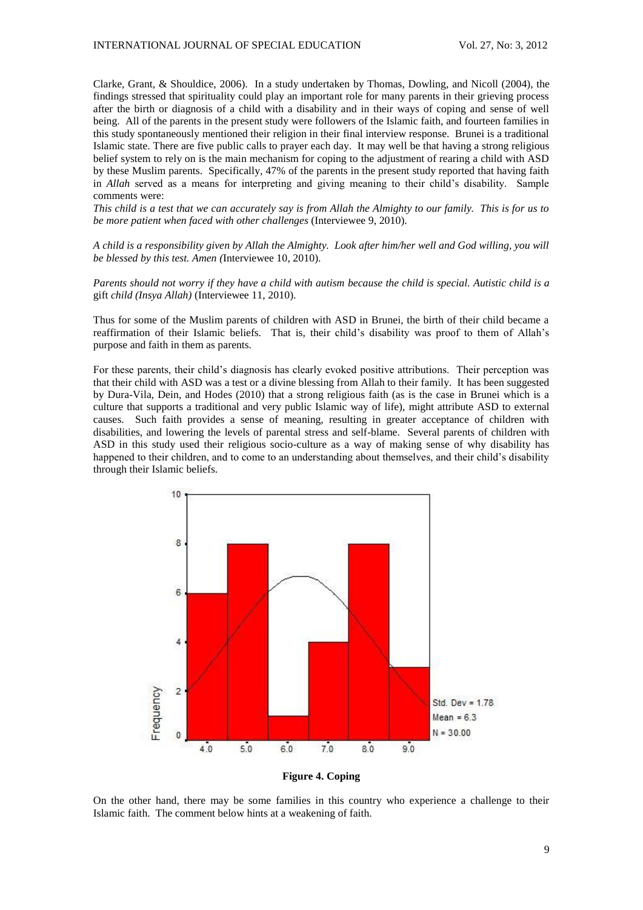Clarke, Grant, & Shouldice, 2006). In a study undertaken by Thomas, Dowling, and Nicoll (2004), the findings stressed that spirituality could play an important role for many parents in their grieving process after the birth or diagnosis of a child with a disability and in their ways of coping and sense of well being. All of the parents in the present study were followers of the Islamic faith, and fourteen families in this study spontaneously mentioned their religion in their final interview response. Brunei is a traditional Islamic state. There are five public calls to prayer each day. It may well be that having a strong religious belief system to rely on is the main mechanism for coping to the adjustment of rearing a child with ASD by these Muslim parents. Specifically, 47% of the parents in the present study reported that having faith in *Allah* served as a means for interpreting and giving meaning to their child's disability. Sample comments were:

*This child is a test that we can accurately say is from Allah the Almighty to our family. This is for us to be more patient when faced with other challenges* (Interviewee 9, 2010).

*A child is a responsibility given by Allah the Almighty. Look after him/her well and God willing, you will be blessed by this test. Amen (*Interviewee 10, 2010).

*Parents should not worry if they have a child with autism because the child is special. Autistic child is a* gift *child (Insya Allah)* (Interviewee 11, 2010).

Thus for some of the Muslim parents of children with ASD in Brunei, the birth of their child became a reaffirmation of their Islamic beliefs. That is, their child's disability was proof to them of Allah's purpose and faith in them as parents.

For these parents, their child's diagnosis has clearly evoked positive attributions. Their perception was that their child with ASD was a test or a divine blessing from Allah to their family. It has been suggested by Dura-Vila, Dein, and Hodes (2010) that a strong religious faith (as is the case in Brunei which is a culture that supports a traditional and very public Islamic way of life), might attribute ASD to external causes. Such faith provides a sense of meaning, resulting in greater acceptance of children with disabilities, and lowering the levels of parental stress and self-blame. Several parents of children with ASD in this study used their religious socio-culture as a way of making sense of why disability has happened to their children, and to come to an understanding about themselves, and their child's disability through their Islamic beliefs.

**Figure 4. Coping**

On the other hand, there may be some families in this country who experience a challenge to their Islamic faith. The comment below hints at a weakening of faith.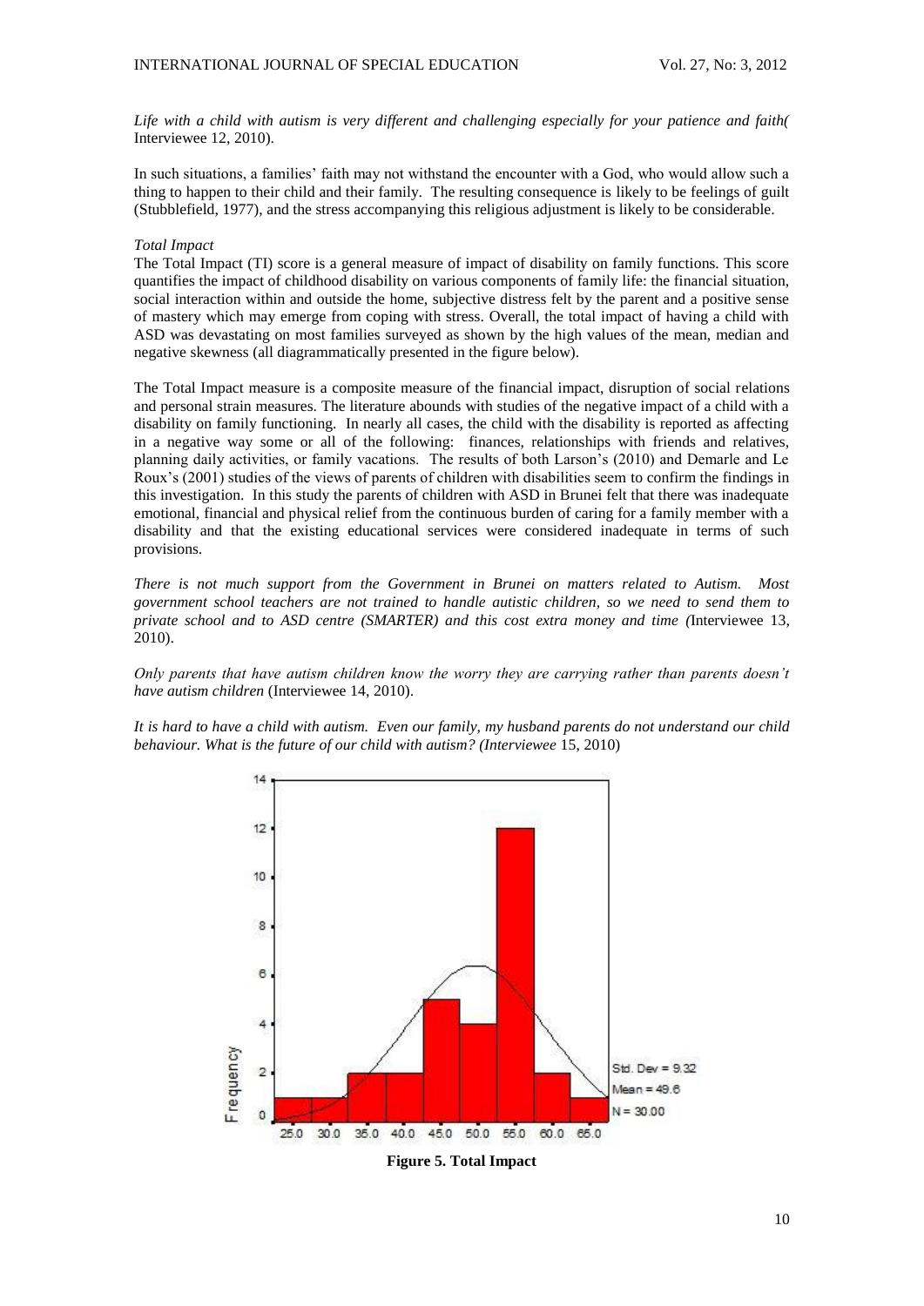*Life with a child with autism is very different and challenging especially for your patience and faith(* Interviewee 12, 2010).

In such situations, a families' faith may not withstand the encounter with a God, who would allow such a thing to happen to their child and their family. The resulting consequence is likely to be feelings of guilt (Stubblefield, 1977), and the stress accompanying this religious adjustment is likely to be considerable.

*Total Impact*

The Total Impact (TI) score is a general measure of impact of disability on family functions. This score quantifies the impact of childhood disability on various components of family life: the financial situation, social interaction within and outside the home, subjective distress felt by the parent and a positive sense of mastery which may emerge from coping with stress. Overall, the total impact of having a child with ASD was devastating on most families surveyed as shown by the high values of the mean, median and negative skewness (all diagrammatically presented in the figure below).

The Total Impact measure is a composite measure of the financial impact, disruption of social relations and personal strain measures. The literature abounds with studies of the negative impact of a child with a disability on family functioning. In nearly all cases, the child with the disability is reported as affecting in a negative way some or all of the following: finances, relationships with friends and relatives, planning daily activities, or family vacations. The results of both Larson's (2010) and Demarle and Le Roux's (2001) studies of the views of parents of children with disabilities seem to confirm the findings in this investigation. In this study the parents of children with ASD in Brunei felt that there was inadequate emotional, financial and physical relief from the continuous burden of caring for a family member with a disability and that the existing educational services were considered inadequate in terms of such provisions.

*There is not much support from the Government in Brunei on matters related to Autism. Most government school teachers are not trained to handle autistic children, so we need to send them to private school and to ASD centre (SMARTER) and this cost extra money and time (*Interviewee 13, 2010).

*Only parents that have autism children know the worry they are carrying rather than parents doesn't have autism children* (Interviewee 14, 2010).

*It is hard to have a child with autism. Even our family, my husband parents do not understand our child behaviour. What is the future of our child with autism? (Interviewee* 15, 2010)

**Figure 5. Total Impact**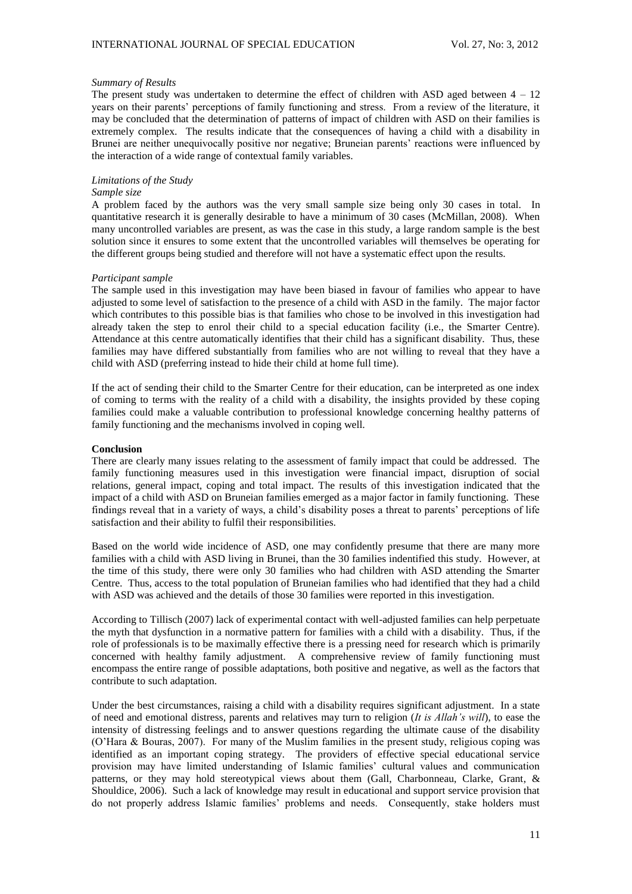*Summary of Results*

The present study was undertaken to determine the effect of children with ASD aged between 4 – 12 years on their parents' perceptions of family functioning and stress. From a review of the literature, it may be concluded that the determination of patterns of impact of children with ASD on their families is extremely complex. The results indicate that the consequences of having a child with a disability in Brunei are neither unequivocally positive nor negative; Bruneian parents' reactions were influenced by the interaction of a wide range of contextual family variables.

*Limitations of the Study*

*Sample size*

A problem faced by the authors was the very small sample size being only 30 cases in total. In quantitative research it is generally desirable to have a minimum of 30 cases (McMillan, 2008). When many uncontrolled variables are present, as was the case in this study, a large random sample is the best solution since it ensures to some extent that the uncontrolled variables will themselves be operating for the different groups being studied and therefore will not have a systematic effect upon the results.

*Participant sample*

The sample used in this investigation may have been biased in favour of families who appear to have adjusted to some level of satisfaction to the presence of a child with ASD in the family. The major factor which contributes to this possible bias is that families who chose to be involved in this investigation had already taken the step to enrol their child to a special education facility (i.e., the Smarter Centre). Attendance at this centre automatically identifies that their child has a significant disability. Thus, these families may have differed substantially from families who are not willing to reveal that they have a child with ASD (preferring instead to hide their child at home full time).

If the act of sending their child to the Smarter Centre for their education, can be interpreted as one index of coming to terms with the reality of a child with a disability, the insights provided by these coping families could make a valuable contribution to professional knowledge concerning healthy patterns of family functioning and the mechanisms involved in coping well.

**Conclusion**

There are clearly many issues relating to the assessment of family impact that could be addressed. The family functioning measures used in this investigation were financial impact, disruption of social relations, general impact, coping and total impact. The results of this investigation indicated that the impact of a child with ASD on Bruneian families emerged as a major factor in family functioning. These findings reveal that in a variety of ways, a child's disability poses a threat to parents' perceptions of life satisfaction and their ability to fulfil their responsibilities.

Based on the world wide incidence of ASD, one may confidently presume that there are many more families with a child with ASD living in Brunei, than the 30 families indentified this study. However, at the time of this study, there were only 30 families who had children with ASD attending the Smarter Centre. Thus, access to the total population of Bruneian families who had identified that they had a child with ASD was achieved and the details of those 30 families were reported in this investigation.

According to Tillisch (2007) lack of experimental contact with well-adjusted families can help perpetuate the myth that dysfunction in a normative pattern for families with a child with a disability. Thus, if the role of professionals is to be maximally effective there is a pressing need for research which is primarily concerned with healthy family adjustment. A comprehensive review of family functioning must encompass the entire range of possible adaptations, both positive and negative, as well as the factors that contribute to such adaptation.

Under the best circumstances, raising a child with a disability requires significant adjustment. In a state of need and emotional distress, parents and relatives may turn to religion (*It is Allah's will*), to ease the intensity of distressing feelings and to answer questions regarding the ultimate cause of the disability (O'Hara & Bouras, 2007). For many of the Muslim families in the present study, religious coping was identified as an important coping strategy. The providers of effective special educational service provision may have limited understanding of Islamic families' cultural values and communication patterns, or they may hold stereotypical views about them (Gall, Charbonneau, Clarke, Grant, & Shouldice, 2006). Such a lack of knowledge may result in educational and support service provision that do not properly address Islamic families' problems and needs. Consequently, stake holders must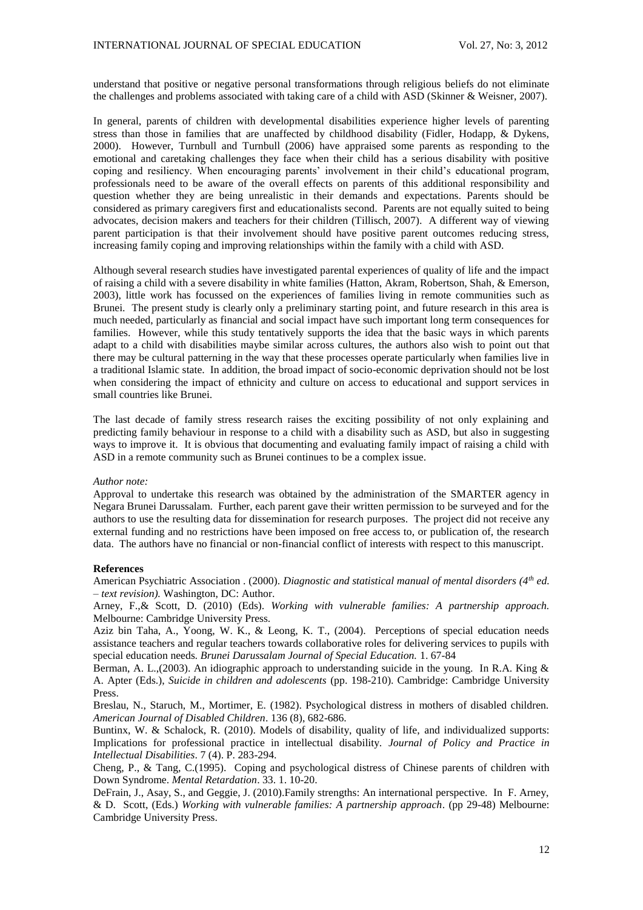understand that positive or negative personal transformations through religious beliefs do not eliminate the challenges and problems associated with taking care of a child with ASD (Skinner & Weisner, 2007).

In general, parents of children with developmental disabilities experience higher levels of parenting stress than those in families that are unaffected by childhood disability (Fidler, Hodapp, & Dykens, 2000). However, Turnbull and Turnbull (2006) have appraised some parents as responding to the emotional and caretaking challenges they face when their child has a serious disability with positive coping and resiliency. When encouraging parents' involvement in their child's educational program, professionals need to be aware of the overall effects on parents of this additional responsibility and question whether they are being unrealistic in their demands and expectations. Parents should be considered as primary caregivers first and educationalists second. Parents are not equally suited to being advocates, decision makers and teachers for their children (Tillisch, 2007). A different way of viewing parent participation is that their involvement should have positive parent outcomes reducing stress, increasing family coping and improving relationships within the family with a child with ASD.

Although several research studies have investigated parental experiences of quality of life and the impact of raising a child with a severe disability in white families (Hatton, Akram, Robertson, Shah, & Emerson, 2003), little work has focussed on the experiences of families living in remote communities such as Brunei. The present study is clearly only a preliminary starting point, and future research in this area is much needed, particularly as financial and social impact have such important long term consequences for families. However, while this study tentatively supports the idea that the basic ways in which parents adapt to a child with disabilities maybe similar across cultures, the authors also wish to point out that there may be cultural patterning in the way that these processes operate particularly when families live in a traditional Islamic state. In addition, the broad impact of socio-economic deprivation should not be lost when considering the impact of ethnicity and culture on access to educational and support services in small countries like Brunei.

The last decade of family stress research raises the exciting possibility of not only explaining and predicting family behaviour in response to a child with a disability such as ASD, but also in suggesting ways to improve it. It is obvious that documenting and evaluating family impact of raising a child with ASD in a remote community such as Brunei continues to be a complex issue.

*Author note:*

Approval to undertake this research was obtained by the administration of the SMARTER agency in Negara Brunei Darussalam. Further, each parent gave their written permission to be surveyed and for the authors to use the resulting data for dissemination for research purposes. The project did not receive any external funding and no restrictions have been imposed on free access to, or publication of, the research data. The authors have no financial or non-financial conflict of interests with respect to this manuscript.

**References**

American Psychiatric Association . (2000). *Diagnostic and statistical manual of mental disorders (4th ed. – text revision).* Washington, DC: Author.

Arney, F.,& Scott, D. (2010) (Eds). *Working with vulnerable families: A partnership approach.* Melbourne: Cambridge University Press.

Aziz bin Taha, A., Yoong, W. K., & Leong, K. T., (2004). Perceptions of special education needs assistance teachers and regular teachers towards collaborative roles for delivering services to pupils with special education needs. *Brunei Darussalam Journal of Special Education.* 1. 67-84

Berman, A. L.,(2003). An idiographic approach to understanding suicide in the young. In R.A. King & A. Apter (Eds.), *Suicide in children and adolescents* (pp. 198-210). Cambridge: Cambridge University Press.

Breslau, N., Staruch, M., Mortimer, E. (1982). Psychological distress in mothers of disabled children. *American Journal of Disabled Children*. 136 (8), 682-686.

Buntinx, W. & Schalock, R. (2010). Models of disability, quality of life, and individualized supports: Implications for professional practice in intellectual disability. *Journal of Policy and Practice in Intellectual Disabilities*. 7 (4). P. 283-294.

Cheng, P., & Tang, C.(1995). Coping and psychological distress of Chinese parents of children with Down Syndrome. *Mental Retardation*. 33. 1. 10-20.

DeFrain, J., Asay, S., and Geggie, J. (2010).Family strengths: An international perspective. In F. Arney, & D. Scott, (Eds.) *Working with vulnerable families: A partnership approach*. (pp 29-48) Melbourne: Cambridge University Press.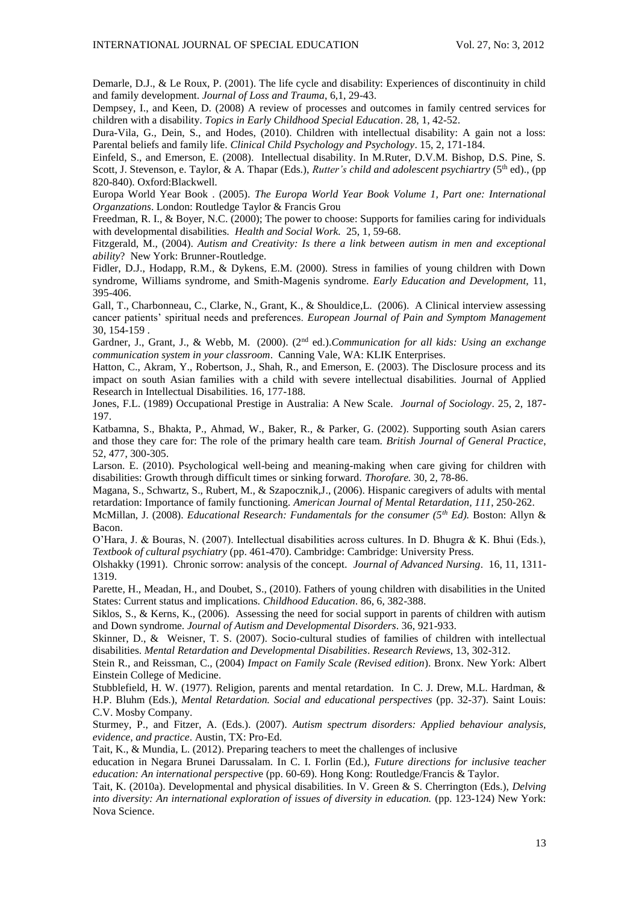Demarle, D.J., & Le Roux, P. (2001). The life cycle and disability: Experiences of discontinuity in child and family development. *Journal of Loss and Trauma*, 6,1, 29-43.

Dempsey, I., and Keen, D. (2008) A review of processes and outcomes in family centred services for children with a disability. *Topics in Early Childhood Special Education*. 28, 1, 42-52.

Dura-Vila, G., Dein, S., and Hodes, (2010). Children with intellectual disability: A gain not a loss: Parental beliefs and family life. *Clinical Child Psychology and Psychology*. 15, 2, 171-184.

Einfeld, S., and Emerson, E. (2008). Intellectual disability. In M.Ruter, D.V.M. Bishop, D.S. Pine, S. Scott, J. Stevenson, e. Taylor, & A. Thapar (Eds.), *Rutter's child and adolescent psychiartry* (5th ed)., (pp 820-840). Oxford:Blackwell.

Europa World Year Book . (2005). *The Europa World Year Book Volume 1, Part one: International Organzations*. London: Routledge Taylor & Francis Grou

Freedman, R. I., & Boyer, N.C. (2000); The power to choose: Supports for families caring for individuals with developmental disabilities. *Health and Social Work.* 25, 1, 59-68.

Fitzgerald, M., (2004). *Autism and Creativity: Is there a link between autism in men and exceptional ability*? New York: Brunner-Routledge.

Fidler, D.J., Hodapp, R.M., & Dykens, E.M. (2000). Stress in families of young children with Down syndrome, Williams syndrome, and Smith-Magenis syndrome. *Early Education and Development,* 11, 395-406.

Gall, T., Charbonneau, C., Clarke, N., Grant, K., & Shouldice,L. (2006). A Clinical interview assessing cancer patients' spiritual needs and preferences. *European Journal of Pain and Symptom Management* 30, 154-159 .

Gardner, J., Grant, J., & Webb, M. (2000). (2nd ed.).*Communication for all kids: Using an exchange communication system in your classroom*. Canning Vale, WA: KLIK Enterprises.

Hatton, C., Akram, Y., Robertson, J., Shah, R., and Emerson, E. (2003). The Disclosure process and its impact on south Asian families with a child with severe intellectual disabilities. Journal of Applied Research in Intellectual Disabilities. 16, 177-188.

Jones, F.L. (1989) Occupational Prestige in Australia: A New Scale. *Journal of Sociology*. 25, 2, 187-197.

Katbamna, S., Bhakta, P., Ahmad, W., Baker, R., & Parker, G. (2002). Supporting south Asian carers and those they care for: The role of the primary health care team. *British Journal of General Practice*, 52, 477, 300-305.

Larson. E. (2010). Psychological well-being and meaning-making when care giving for children with disabilities: Growth through difficult times or sinking forward. *Thorofare.* 30, 2, 78-86.

Magana, S., Schwartz, S., Rubert, M., & Szapocznik,J., (2006). Hispanic caregivers of adults with mental retardation: Importance of family functioning. *American Journal of Mental Retardation, 111*, 250-262.

McMillan, J. (2008). *Educational Research: Fundamentals for the consumer (5th Ed).* Boston: Allyn & Bacon.

O'Hara, J. & Bouras, N. (2007). Intellectual disabilities across cultures. In D. Bhugra & K. Bhui (Eds.), *Textbook of cultural psychiatry* (pp. 461-470). Cambridge: Cambridge: University Press.

Olshakky (1991). Chronic sorrow: analysis of the concept. *Journal of Advanced Nursing*. 16, 11, 1311-1319.

Parette, H., Meadan, H., and Doubet, S., (2010). Fathers of young children with disabilities in the United States: Current status and implications. *Childhood Education*. 86, 6, 382-388.

Siklos, S., & Kerns, K., (2006). Assessing the need for social support in parents of children with autism and Down syndrome. *Journal of Autism and Developmental Disorders*. 36, 921-933.

Skinner, D., & Weisner, T. S. (2007). Socio-cultural studies of families of children with intellectual disabilities. *Mental Retardation and Developmental Disabilities*. *Research Reviews*, 13, 302-312.

Stein R., and Reissman, C., (2004) *Impact on Family Scale (Revised edition*). Bronx. New York: Albert Einstein College of Medicine.

Stubblefield, H. W. (1977). Religion, parents and mental retardation. In C. J. Drew, M.L. Hardman, & H.P. Bluhm (Eds.), *Mental Retardation. Social and educational perspectives* (pp. 32-37). Saint Louis: C.V. Mosby Company.

Sturmey, P., and Fitzer, A. (Eds.). (2007). *Autism spectrum disorders: Applied behaviour analysis, evidence, and practice*. Austin, TX: Pro-Ed.

Tait, K., & Mundia, L. (2012). Preparing teachers to meet the challenges of inclusive education in Negara Brunei Darussalam. In C. I. Forlin (Ed.), *Future directions for inclusive teacher education: An international perspective* (pp. 60-69). Hong Kong: Routledge/Francis & Taylor.

Tait, K. (2010a). Developmental and physical disabilities. In V. Green & S. Cherrington (Eds.), *Delving into diversity: An international exploration of issues of diversity in education.* (pp. 123-124) New York: Nova Science.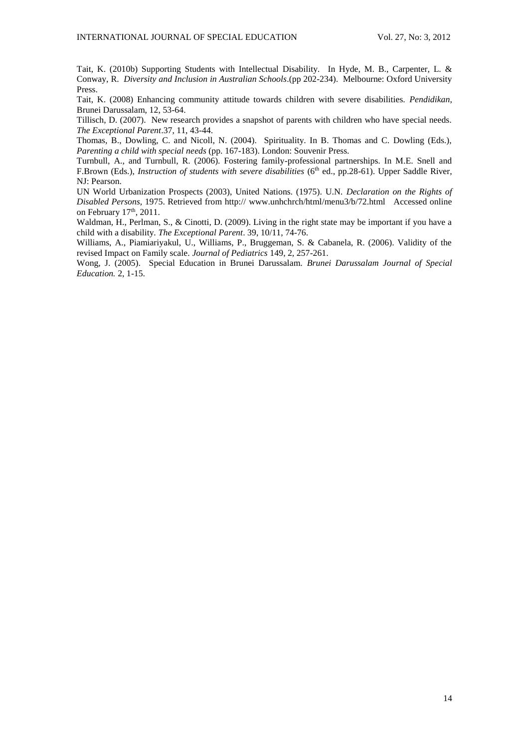Tait, K. (2010b) Supporting Students with Intellectual Disability. In Hyde, M. B., Carpenter, L. & Conway, R. *Diversity and Inclusion in Australian Schools*.(pp 202-234). Melbourne: Oxford University Press.

Tait, K. (2008) Enhancing community attitude towards children with severe disabilities. *Pendidikan*, Brunei Darussalam, 12, 53-64.

Tillisch, D. (2007). New research provides a snapshot of parents with children who have special needs. *The Exceptional Parent*.37, 11, 43-44.

Thomas, B., Dowling, C. and Nicoll, N. (2004). Spirituality. In B. Thomas and C. Dowling (Eds.), *Parenting a child with special needs* (pp. 167-183). London: Souvenir Press.

Turnbull, A., and Turnbull, R. (2006). Fostering family-professional partnerships. In M.E. Snell and F.Brown (Eds.), *Instruction of students with severe disabilities* (6th ed., pp.28-61). Upper Saddle River, NJ: Pearson.

UN World Urbanization Prospects (2003), United Nations. (1975). U.N. *Declaration on the Rights of Disabled Persons*, 1975. Retrieved from http:// www.unhchrch/html/menu3/b/72.html Accessed online on February 17th, 2011.

Waldman, H., Perlman, S., & Cinotti, D. (2009). Living in the right state may be important if you have a child with a disability. *The Exceptional Parent*. 39, 10/11, 74-76.

Williams, A., Piamiariyakul, U., Williams, P., Bruggeman, S. & Cabanela, R. (2006). Validity of the revised Impact on Family scale. *Journal of Pediatrics* 149, 2, 257-261.

Wong, J. (2005). Special Education in Brunei Darussalam. *Brunei Darussalam Journal of Special Education.* 2, 1-15.